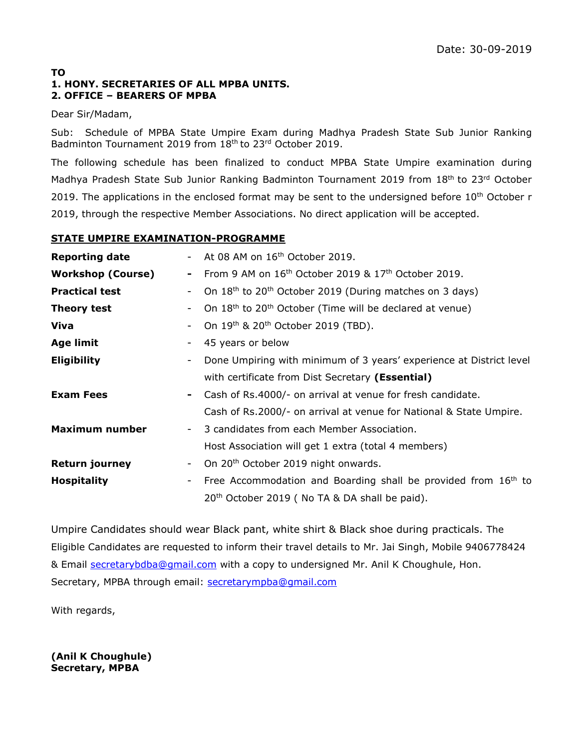Date: 30-09-2019

**TO**
**1. HONY. SECRETARIES OF ALL MPBA UNITS.**
**2. OFFICE – BEARERS OF MPBA**

Dear Sir/Madam,

Sub: Schedule of MPBA State Umpire Exam during Madhya Pradesh State Sub Junior Ranking Badminton Tournament 2019 from 18th to 23rd October 2019.

The following schedule has been finalized to conduct MPBA State Umpire examination during Madhya Pradesh State Sub Junior Ranking Badminton Tournament 2019 from 18th to 23rd October 2019. The applications in the enclosed format may be sent to the undersigned before 10th October r 2019, through the respective Member Associations. No direct application will be accepted.

**STATE UMPIRE EXAMINATION-PROGRAMME**

| | | |
|---|---|---|
| **Reporting date** | - | At 08 AM on 16th October 2019. |
| **Workshop (Course)** | - | From 9 AM on 16th October 2019 & 17th October 2019. |
| **Practical test** | - | On 18th to 20th October 2019 (During matches on 3 days) |
| **Theory test** | - | On 18th to 20th October (Time will be declared at venue) |
| **Viva** | - | On 19th & 20th October 2019 (TBD). |
| **Age limit** | - | 45 years or below |
| **Eligibility** | - | Done Umpiring with minimum of 3 years' experience at District level with certificate from Dist Secretary **(Essential)** |
| **Exam Fees** | - | Cash of Rs.4000/- on arrival at venue for fresh candidate. Cash of Rs.2000/- on arrival at venue for National & State Umpire. |
| **Maximum number** | - | 3 candidates from each Member Association. Host Association will get 1 extra (total 4 members) |
| **Return journey** | - | On 20th October 2019 night onwards. |
| **Hospitality** | - | Free Accommodation and Boarding shall be provided from 16th to 20th October 2019 ( No TA & DA shall be paid). |

Umpire Candidates should wear Black pant, white shirt & Black shoe during practicals. The Eligible Candidates are requested to inform their travel details to Mr. Jai Singh, Mobile 9406778424 & Email secretarybdba@gmail.com with a copy to undersigned Mr. Anil K Choughule, Hon. Secretary, MPBA through email: secretarympba@gmail.com

With regards,

**(Anil K Choughule)**
**Secretary, MPBA**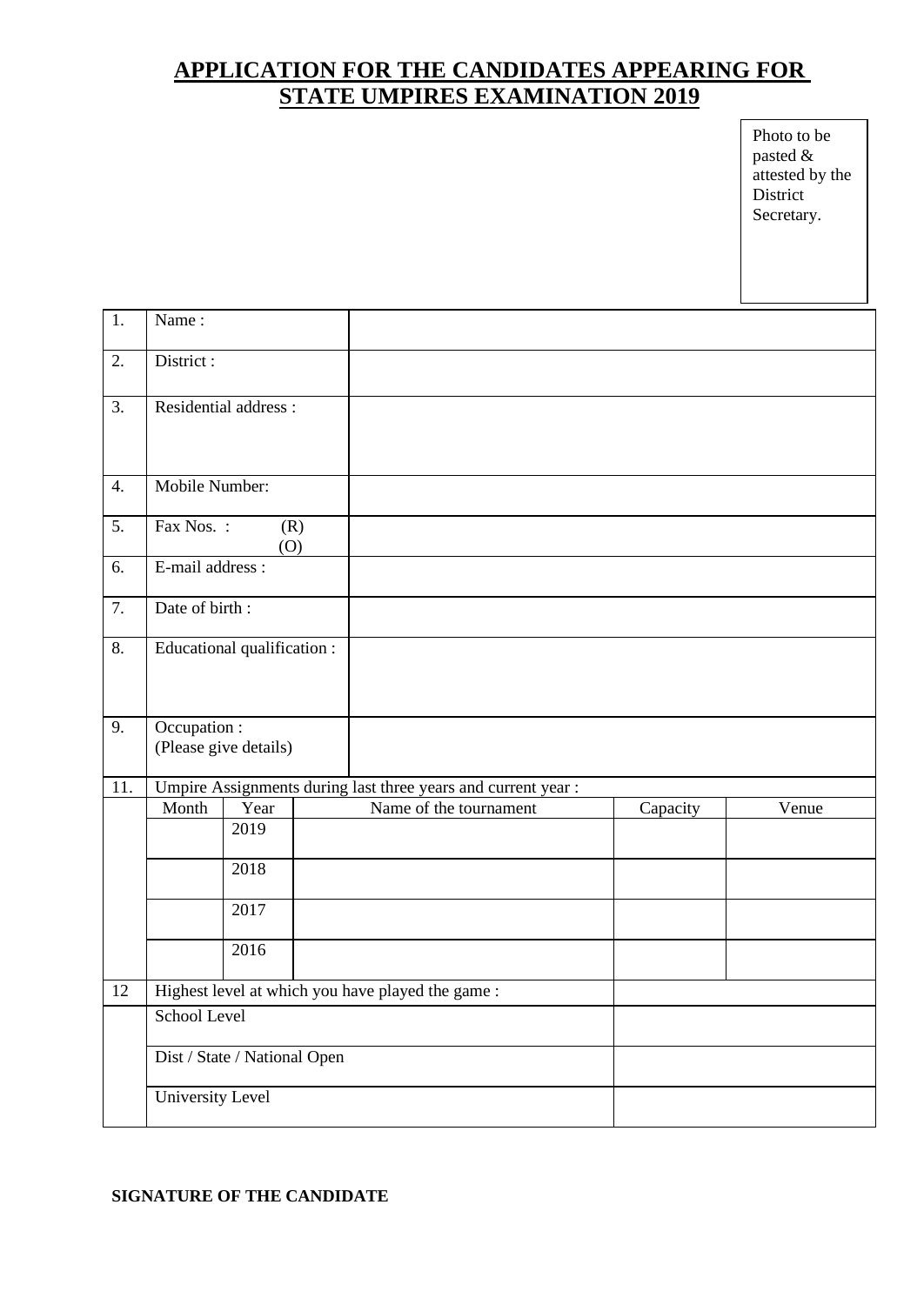## APPLICATION FOR THE CANDIDATES APPEARING FOR STATE UMPIRES EXAMINATION 2019

Photo to be pasted & attested by the District Secretary.

| | | |
|---|---|---|
| 1. | Name : | |
| 2. | District : | |
| 3. | Residential address : | |
| 4. | Mobile Number: | |
| 5. | Fax Nos. : (R) (O) | |
| 6. | E-mail address : | |
| 7. | Date of birth : | |
| 8. | Educational qualification : | |
| 9. | Occupation : (Please give details) | |

| | | | | | |
|---|---|---|---|---|---|
| 11. | Umpire Assignments during last three years and current year : | | | | |
| | Month | Year | Name of the tournament | Capacity | Venue |
| | | 2019 | | | |
| | | 2018 | | | |
| | | 2017 | | | |
| | | 2016 | | | |

| | | |
|---|---|---|
| 12 | Highest level at which you have played the game : | |
| | School Level | |
| | Dist / State / National Open | |
| | University Level | |

**SIGNATURE OF THE CANDIDATE**